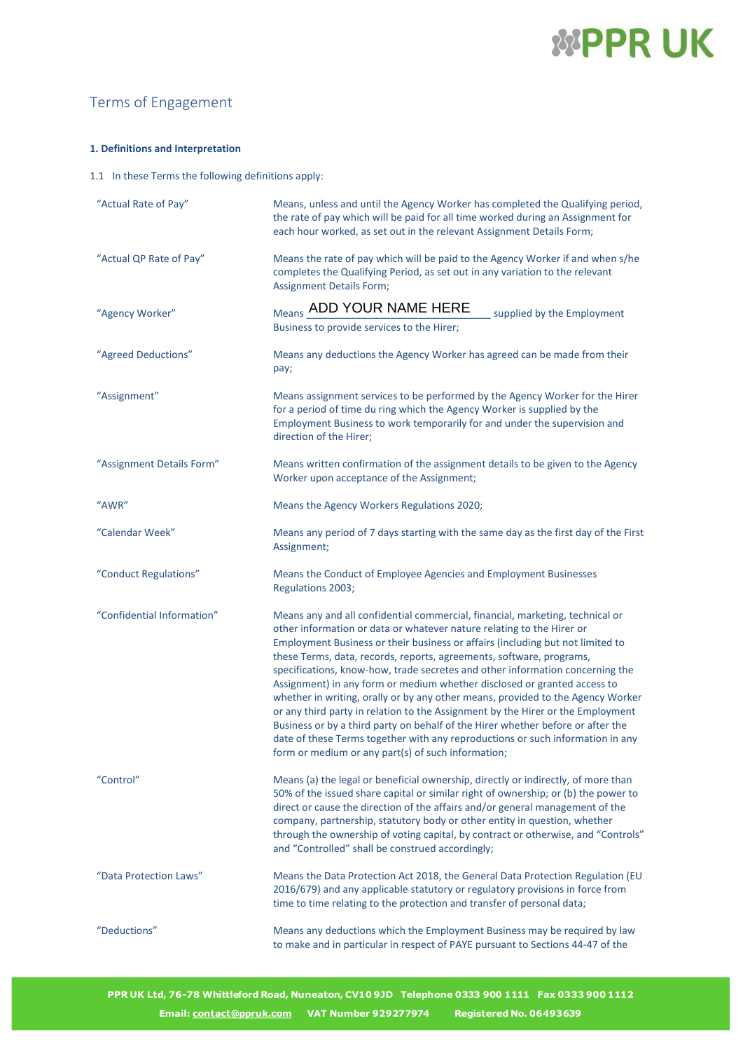# Terms of Engagement

**1. Definitions and Interpretation**

1.1 In these Terms the following definitions apply:

| | |
|---|---|
| "Actual Rate of Pay" | Means, unless and until the Agency Worker has completed the Qualifying period, the rate of pay which will be paid for all time worked during an Assignment for each hour worked, as set out in the relevant Assignment Details Form; |
| "Actual QP Rate of Pay" | Means the rate of pay which will be paid to the Agency Worker if and when s/he completes the Qualifying Period, as set out in any variation to the relevant Assignment Details Form; |
| "Agency Worker" | Means ADD YOUR NAME HERE supplied by the Employment Business to provide services to the Hirer; |
| "Agreed Deductions" | Means any deductions the Agency Worker has agreed can be made from their pay; |
| "Assignment" | Means assignment services to be performed by the Agency Worker for the Hirer for a period of time du ring which the Agency Worker is supplied by the Employment Business to work temporarily for and under the supervision and direction of the Hirer; |
| "Assignment Details Form" | Means written confirmation of the assignment details to be given to the Agency Worker upon acceptance of the Assignment; |
| "AWR" | Means the Agency Workers Regulations 2020; |
| "Calendar Week" | Means any period of 7 days starting with the same day as the first day of the First Assignment; |
| "Conduct Regulations" | Means the Conduct of Employee Agencies and Employment Businesses Regulations 2003; |
| "Confidential Information" | Means any and all confidential commercial, financial, marketing, technical or other information or data or whatever nature relating to the Hirer or Employment Business or their business or affairs (including but not limited to these Terms, data, records, reports, agreements, software, programs, specifications, know-how, trade secretes and other information concerning the Assignment) in any form or medium whether disclosed or granted access to whether in writing, orally or by any other means, provided to the Agency Worker or any third party in relation to the Assignment by the Hirer or the Employment Business or by a third party on behalf of the Hirer whether before or after the date of these Terms together with any reproductions or such information in any form or medium or any part(s) of such information; |
| "Control" | Means (a) the legal or beneficial ownership, directly or indirectly, of more than 50% of the issued share capital or similar right of ownership; or (b) the power to direct or cause the direction of the affairs and/or general management of the company, partnership, statutory body or other entity in question, whether through the ownership of voting capital, by contract or otherwise, and "Controls" and "Controlled" shall be construed accordingly; |
| "Data Protection Laws" | Means the Data Protection Act 2018, the General Data Protection Regulation (EU 2016/679) and any applicable statutory or regulatory provisions in force from time to time relating to the protection and transfer of personal data; |
| "Deductions" | Means any deductions which the Employment Business may be required by law to make and in particular in respect of PAYE pursuant to Sections 44-47 of the |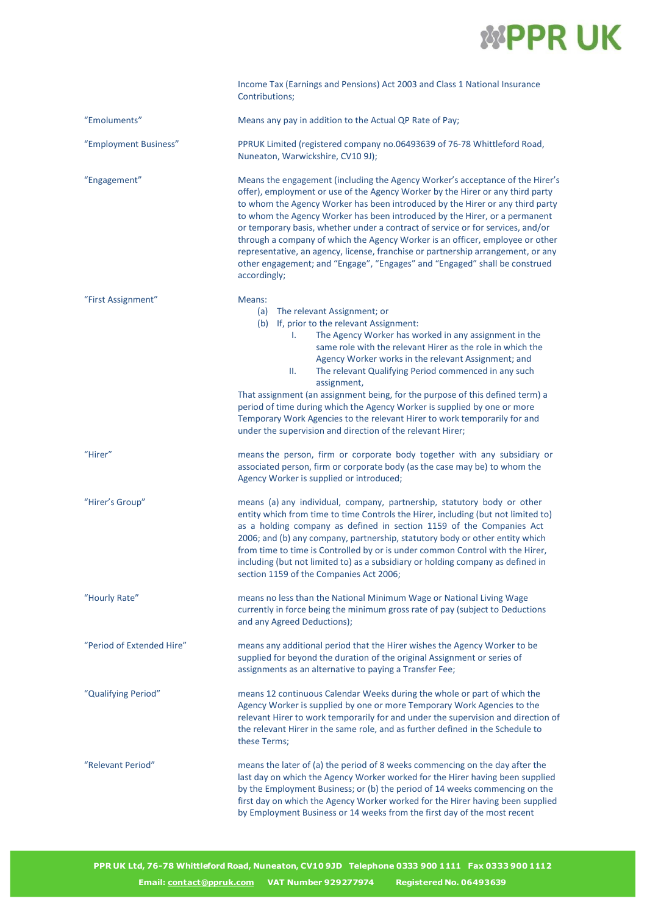| | |
|---|---|
| | Income Tax (Earnings and Pensions) Act 2003 and Class 1 National Insurance Contributions; |
| "Emoluments" | Means any pay in addition to the Actual QP Rate of Pay; |
| "Employment Business" | PPRUK Limited (registered company no.06493639 of 76-78 Whittleford Road, Nuneaton, Warwickshire, CV10 9J); |
| "Engagement" | Means the engagement (including the Agency Worker's acceptance of the Hirer's offer), employment or use of the Agency Worker by the Hirer or any third party to whom the Agency Worker has been introduced by the Hirer or any third party to whom the Agency Worker has been introduced by the Hirer, or a permanent or temporary basis, whether under a contract of service or for services, and/or through a company of which the Agency Worker is an officer, employee or other representative, an agency, license, franchise or partnership arrangement, or any other engagement; and "Engage", "Engages" and "Engaged" shall be construed accordingly; |
| "First Assignment" | Means: (a) The relevant Assignment; or (b) If, prior to the relevant Assignment: I. The Agency Worker has worked in any assignment in the same role with the relevant Hirer as the role in which the Agency Worker works in the relevant Assignment; and II. The relevant Qualifying Period commenced in any such assignment, That assignment (an assignment being, for the purpose of this defined term) a period of time during which the Agency Worker is supplied by one or more Temporary Work Agencies to the relevant Hirer to work temporarily for and under the supervision and direction of the relevant Hirer; |
| "Hirer" | means the person, firm or corporate body together with any subsidiary or associated person, firm or corporate body (as the case may be) to whom the Agency Worker is supplied or introduced; |
| "Hirer's Group" | means (a) any individual, company, partnership, statutory body or other entity which from time to time Controls the Hirer, including (but not limited to) as a holding company as defined in section 1159 of the Companies Act 2006; and (b) any company, partnership, statutory body or other entity which from time to time is Controlled by or is under common Control with the Hirer, including (but not limited to) as a subsidiary or holding company as defined in section 1159 of the Companies Act 2006; |
| "Hourly Rate" | means no less than the National Minimum Wage or National Living Wage currently in force being the minimum gross rate of pay (subject to Deductions and any Agreed Deductions); |
| "Period of Extended Hire" | means any additional period that the Hirer wishes the Agency Worker to be supplied for beyond the duration of the original Assignment or series of assignments as an alternative to paying a Transfer Fee; |
| "Qualifying Period" | means 12 continuous Calendar Weeks during the whole or part of which the Agency Worker is supplied by one or more Temporary Work Agencies to the relevant Hirer to work temporarily for and under the supervision and direction of the relevant Hirer in the same role, and as further defined in the Schedule to these Terms; |
| "Relevant Period" | means the later of (a) the period of 8 weeks commencing on the day after the last day on which the Agency Worker worked for the Hirer having been supplied by the Employment Business; or (b) the period of 14 weeks commencing on the first day on which the Agency Worker worked for the Hirer having been supplied by Employment Business or 14 weeks from the first day of the most recent |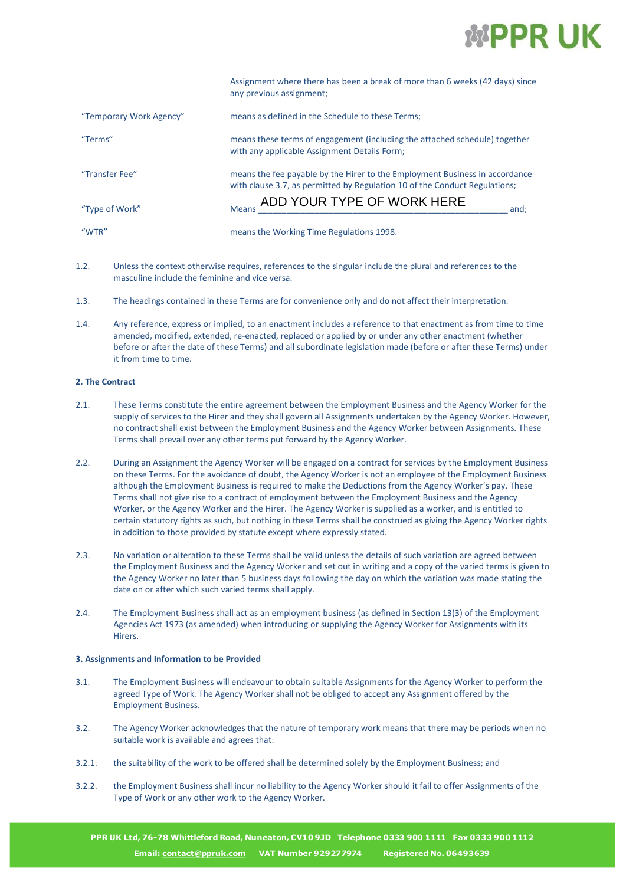| | |
|---|---|
| | Assignment where there has been a break of more than 6 weeks (42 days) since any previous assignment; |
| "Temporary Work Agency" | means as defined in the Schedule to these Terms; |
| "Terms" | means these terms of engagement (including the attached schedule) together with any applicable Assignment Details Form; |
| "Transfer Fee" | means the fee payable by the Hirer to the Employment Business in accordance with clause 3.7, as permitted by Regulation 10 of the Conduct Regulations; |
| "Type of Work" | Means ADD YOUR TYPE OF WORK HERE ______________________ and; |
| "WTR" | means the Working Time Regulations 1998. |

1.2. Unless the context otherwise requires, references to the singular include the plural and references to the masculine include the feminine and vice versa.

1.3. The headings contained in these Terms are for convenience only and do not affect their interpretation.

1.4. Any reference, express or implied, to an enactment includes a reference to that enactment as from time to time amended, modified, extended, re-enacted, replaced or applied by or under any other enactment (whether before or after the date of these Terms) and all subordinate legislation made (before or after these Terms) under it from time to time.

**2. The Contract**

2.1. These Terms constitute the entire agreement between the Employment Business and the Agency Worker for the supply of services to the Hirer and they shall govern all Assignments undertaken by the Agency Worker. However, no contract shall exist between the Employment Business and the Agency Worker between Assignments. These Terms shall prevail over any other terms put forward by the Agency Worker.

2.2. During an Assignment the Agency Worker will be engaged on a contract for services by the Employment Business on these Terms. For the avoidance of doubt, the Agency Worker is not an employee of the Employment Business although the Employment Business is required to make the Deductions from the Agency Worker's pay. These Terms shall not give rise to a contract of employment between the Employment Business and the Agency Worker, or the Agency Worker and the Hirer. The Agency Worker is supplied as a worker, and is entitled to certain statutory rights as such, but nothing in these Terms shall be construed as giving the Agency Worker rights in addition to those provided by statute except where expressly stated.

2.3. No variation or alteration to these Terms shall be valid unless the details of such variation are agreed between the Employment Business and the Agency Worker and set out in writing and a copy of the varied terms is given to the Agency Worker no later than 5 business days following the day on which the variation was made stating the date on or after which such varied terms shall apply.

2.4. The Employment Business shall act as an employment business (as defined in Section 13(3) of the Employment Agencies Act 1973 (as amended) when introducing or supplying the Agency Worker for Assignments with its Hirers.

**3. Assignments and Information to be Provided**

3.1. The Employment Business will endeavour to obtain suitable Assignments for the Agency Worker to perform the agreed Type of Work. The Agency Worker shall not be obliged to accept any Assignment offered by the Employment Business.

3.2. The Agency Worker acknowledges that the nature of temporary work means that there may be periods when no suitable work is available and agrees that:

3.2.1. the suitability of the work to be offered shall be determined solely by the Employment Business; and

3.2.2. the Employment Business shall incur no liability to the Agency Worker should it fail to offer Assignments of the Type of Work or any other work to the Agency Worker.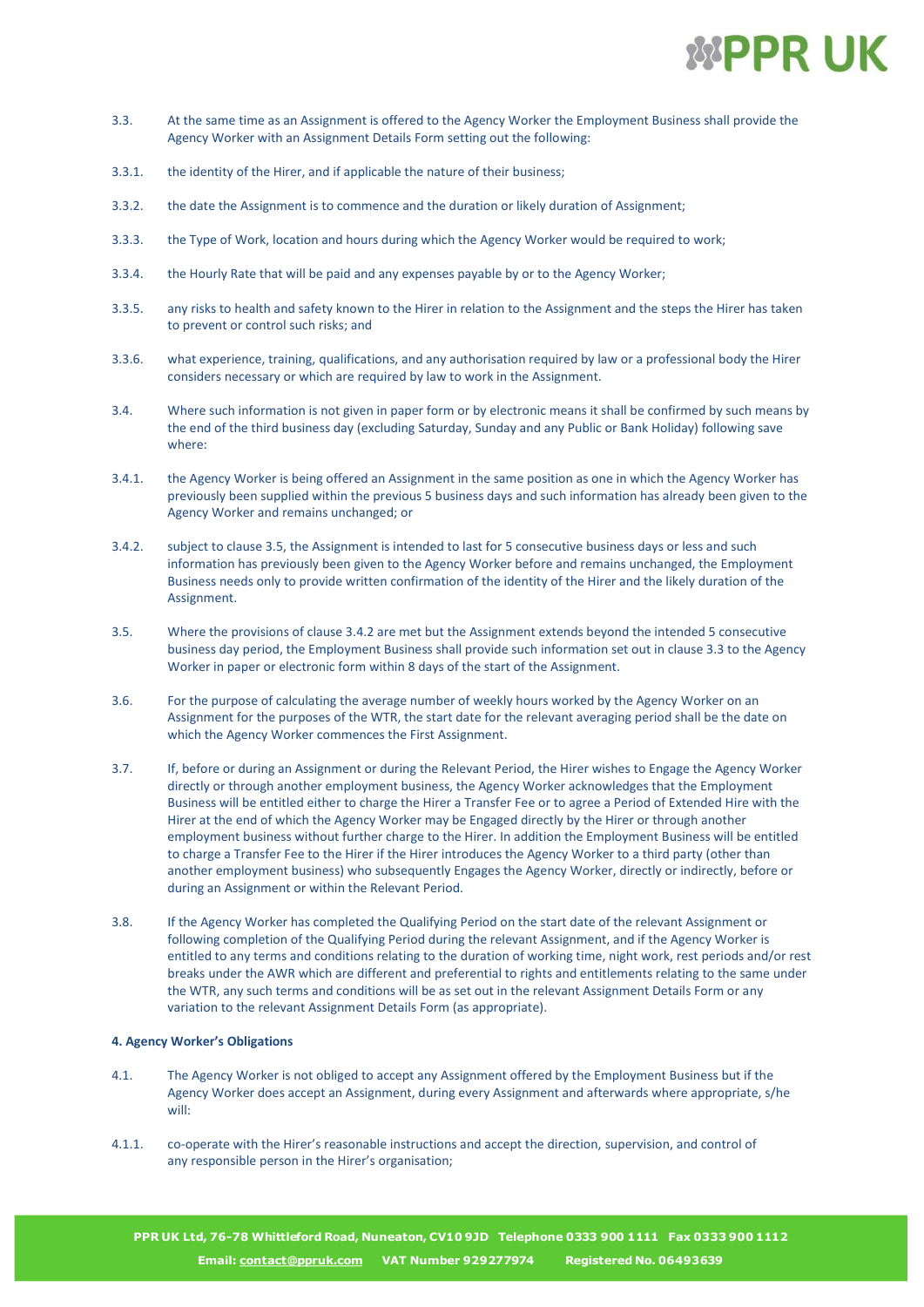3.3. At the same time as an Assignment is offered to the Agency Worker the Employment Business shall provide the Agency Worker with an Assignment Details Form setting out the following:

3.3.1. the identity of the Hirer, and if applicable the nature of their business;

3.3.2. the date the Assignment is to commence and the duration or likely duration of Assignment;

3.3.3. the Type of Work, location and hours during which the Agency Worker would be required to work;

3.3.4. the Hourly Rate that will be paid and any expenses payable by or to the Agency Worker;

3.3.5. any risks to health and safety known to the Hirer in relation to the Assignment and the steps the Hirer has taken to prevent or control such risks; and

3.3.6. what experience, training, qualifications, and any authorisation required by law or a professional body the Hirer considers necessary or which are required by law to work in the Assignment.

3.4. Where such information is not given in paper form or by electronic means it shall be confirmed by such means by the end of the third business day (excluding Saturday, Sunday and any Public or Bank Holiday) following save where:

3.4.1. the Agency Worker is being offered an Assignment in the same position as one in which the Agency Worker has previously been supplied within the previous 5 business days and such information has already been given to the Agency Worker and remains unchanged; or

3.4.2. subject to clause 3.5, the Assignment is intended to last for 5 consecutive business days or less and such information has previously been given to the Agency Worker before and remains unchanged, the Employment Business needs only to provide written confirmation of the identity of the Hirer and the likely duration of the Assignment.

3.5. Where the provisions of clause 3.4.2 are met but the Assignment extends beyond the intended 5 consecutive business day period, the Employment Business shall provide such information set out in clause 3.3 to the Agency Worker in paper or electronic form within 8 days of the start of the Assignment.

3.6. For the purpose of calculating the average number of weekly hours worked by the Agency Worker on an Assignment for the purposes of the WTR, the start date for the relevant averaging period shall be the date on which the Agency Worker commences the First Assignment.

3.7. If, before or during an Assignment or during the Relevant Period, the Hirer wishes to Engage the Agency Worker directly or through another employment business, the Agency Worker acknowledges that the Employment Business will be entitled either to charge the Hirer a Transfer Fee or to agree a Period of Extended Hire with the Hirer at the end of which the Agency Worker may be Engaged directly by the Hirer or through another employment business without further charge to the Hirer. In addition the Employment Business will be entitled to charge a Transfer Fee to the Hirer if the Hirer introduces the Agency Worker to a third party (other than another employment business) who subsequently Engages the Agency Worker, directly or indirectly, before or during an Assignment or within the Relevant Period.

3.8. If the Agency Worker has completed the Qualifying Period on the start date of the relevant Assignment or following completion of the Qualifying Period during the relevant Assignment, and if the Agency Worker is entitled to any terms and conditions relating to the duration of working time, night work, rest periods and/or rest breaks under the AWR which are different and preferential to rights and entitlements relating to the same under the WTR, any such terms and conditions will be as set out in the relevant Assignment Details Form or any variation to the relevant Assignment Details Form (as appropriate).

**4. Agency Worker's Obligations**

4.1. The Agency Worker is not obliged to accept any Assignment offered by the Employment Business but if the Agency Worker does accept an Assignment, during every Assignment and afterwards where appropriate, s/he will:

4.1.1. co-operate with the Hirer's reasonable instructions and accept the direction, supervision, and control of any responsible person in the Hirer's organisation;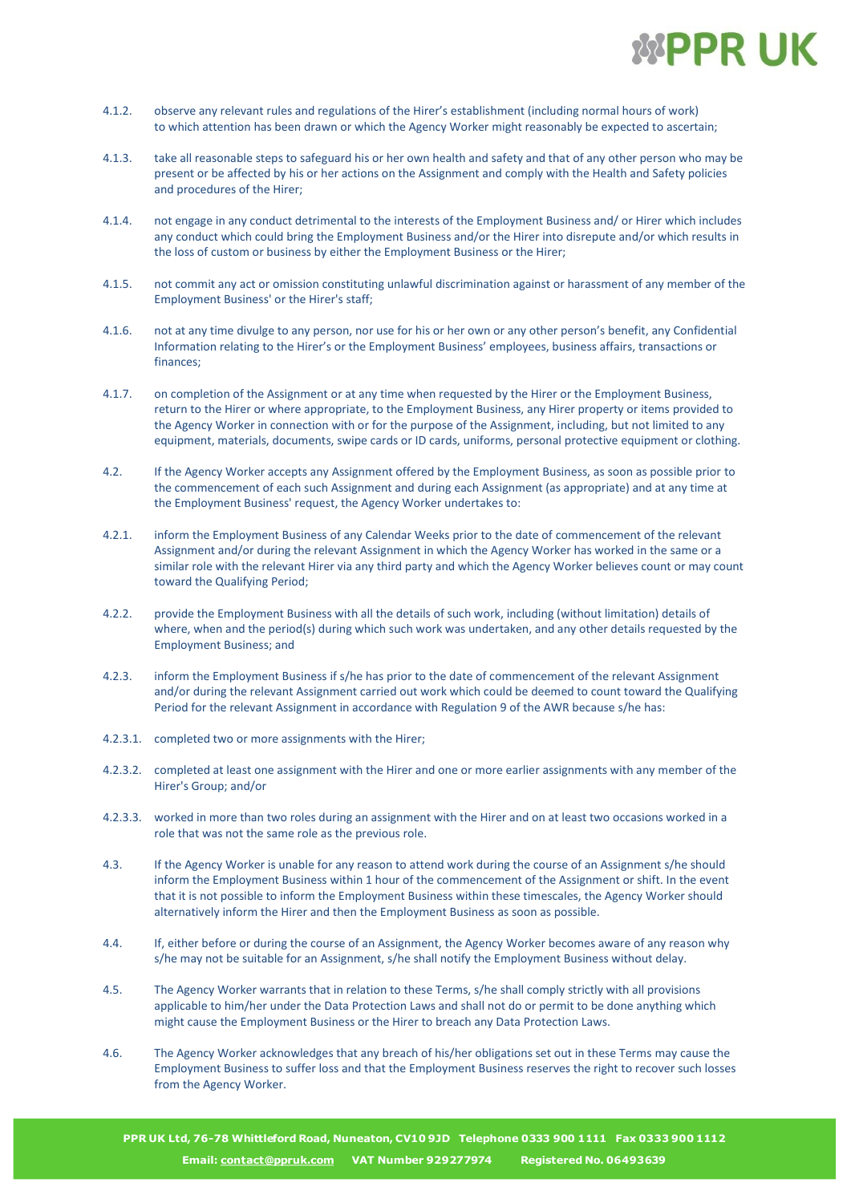4.1.2. observe any relevant rules and regulations of the Hirer's establishment (including normal hours of work) to which attention has been drawn or which the Agency Worker might reasonably be expected to ascertain;

4.1.3. take all reasonable steps to safeguard his or her own health and safety and that of any other person who may be present or be affected by his or her actions on the Assignment and comply with the Health and Safety policies and procedures of the Hirer;

4.1.4. not engage in any conduct detrimental to the interests of the Employment Business and/ or Hirer which includes any conduct which could bring the Employment Business and/or the Hirer into disrepute and/or which results in the loss of custom or business by either the Employment Business or the Hirer;

4.1.5. not commit any act or omission constituting unlawful discrimination against or harassment of any member of the Employment Business' or the Hirer's staff;

4.1.6. not at any time divulge to any person, nor use for his or her own or any other person's benefit, any Confidential Information relating to the Hirer's or the Employment Business' employees, business affairs, transactions or finances;

4.1.7. on completion of the Assignment or at any time when requested by the Hirer or the Employment Business, return to the Hirer or where appropriate, to the Employment Business, any Hirer property or items provided to the Agency Worker in connection with or for the purpose of the Assignment, including, but not limited to any equipment, materials, documents, swipe cards or ID cards, uniforms, personal protective equipment or clothing.

4.2. If the Agency Worker accepts any Assignment offered by the Employment Business, as soon as possible prior to the commencement of each such Assignment and during each Assignment (as appropriate) and at any time at the Employment Business' request, the Agency Worker undertakes to:

4.2.1. inform the Employment Business of any Calendar Weeks prior to the date of commencement of the relevant Assignment and/or during the relevant Assignment in which the Agency Worker has worked in the same or a similar role with the relevant Hirer via any third party and which the Agency Worker believes count or may count toward the Qualifying Period;

4.2.2. provide the Employment Business with all the details of such work, including (without limitation) details of where, when and the period(s) during which such work was undertaken, and any other details requested by the Employment Business; and

4.2.3. inform the Employment Business if s/he has prior to the date of commencement of the relevant Assignment and/or during the relevant Assignment carried out work which could be deemed to count toward the Qualifying Period for the relevant Assignment in accordance with Regulation 9 of the AWR because s/he has:

4.2.3.1. completed two or more assignments with the Hirer;

4.2.3.2. completed at least one assignment with the Hirer and one or more earlier assignments with any member of the Hirer's Group; and/or

4.2.3.3. worked in more than two roles during an assignment with the Hirer and on at least two occasions worked in a role that was not the same role as the previous role.

4.3. If the Agency Worker is unable for any reason to attend work during the course of an Assignment s/he should inform the Employment Business within 1 hour of the commencement of the Assignment or shift. In the event that it is not possible to inform the Employment Business within these timescales, the Agency Worker should alternatively inform the Hirer and then the Employment Business as soon as possible.

4.4. If, either before or during the course of an Assignment, the Agency Worker becomes aware of any reason why s/he may not be suitable for an Assignment, s/he shall notify the Employment Business without delay.

4.5. The Agency Worker warrants that in relation to these Terms, s/he shall comply strictly with all provisions applicable to him/her under the Data Protection Laws and shall not do or permit to be done anything which might cause the Employment Business or the Hirer to breach any Data Protection Laws.

4.6. The Agency Worker acknowledges that any breach of his/her obligations set out in these Terms may cause the Employment Business to suffer loss and that the Employment Business reserves the right to recover such losses from the Agency Worker.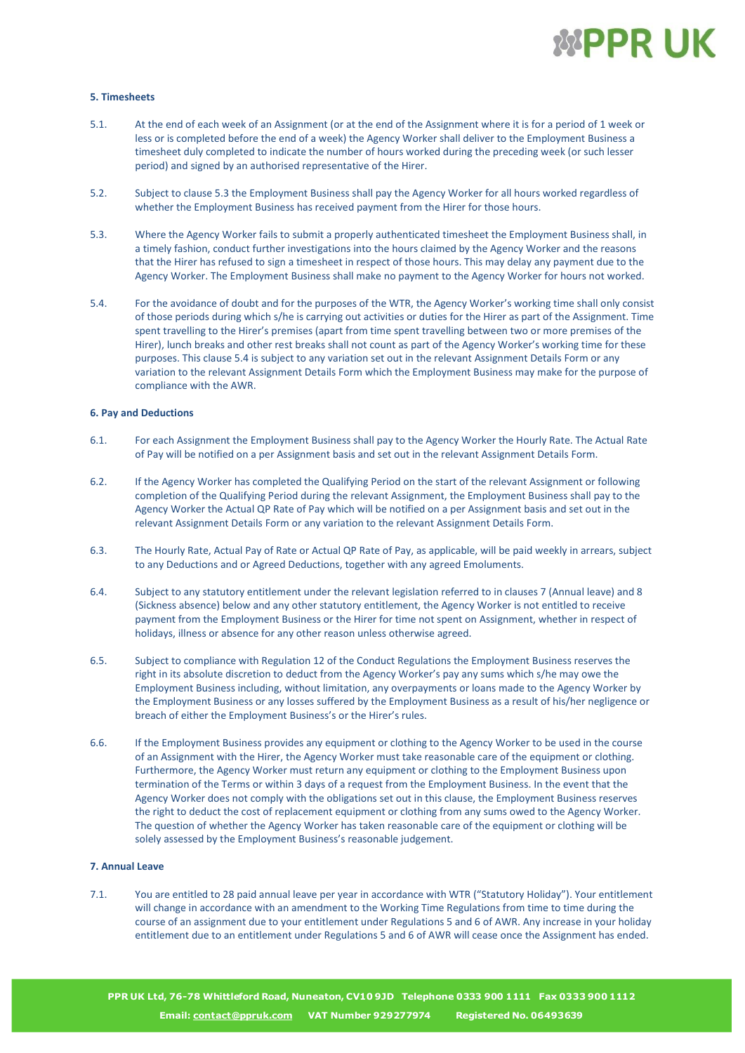#### 5. Timesheets

5.1. At the end of each week of an Assignment (or at the end of the Assignment where it is for a period of 1 week or less or is completed before the end of a week) the Agency Worker shall deliver to the Employment Business a timesheet duly completed to indicate the number of hours worked during the preceding week (or such lesser period) and signed by an authorised representative of the Hirer.

5.2. Subject to clause 5.3 the Employment Business shall pay the Agency Worker for all hours worked regardless of whether the Employment Business has received payment from the Hirer for those hours.

5.3. Where the Agency Worker fails to submit a properly authenticated timesheet the Employment Business shall, in a timely fashion, conduct further investigations into the hours claimed by the Agency Worker and the reasons that the Hirer has refused to sign a timesheet in respect of those hours. This may delay any payment due to the Agency Worker. The Employment Business shall make no payment to the Agency Worker for hours not worked.

5.4. For the avoidance of doubt and for the purposes of the WTR, the Agency Worker's working time shall only consist of those periods during which s/he is carrying out activities or duties for the Hirer as part of the Assignment. Time spent travelling to the Hirer's premises (apart from time spent travelling between two or more premises of the Hirer), lunch breaks and other rest breaks shall not count as part of the Agency Worker's working time for these purposes. This clause 5.4 is subject to any variation set out in the relevant Assignment Details Form or any variation to the relevant Assignment Details Form which the Employment Business may make for the purpose of compliance with the AWR.

#### 6. Pay and Deductions

6.1. For each Assignment the Employment Business shall pay to the Agency Worker the Hourly Rate. The Actual Rate of Pay will be notified on a per Assignment basis and set out in the relevant Assignment Details Form.

6.2. If the Agency Worker has completed the Qualifying Period on the start of the relevant Assignment or following completion of the Qualifying Period during the relevant Assignment, the Employment Business shall pay to the Agency Worker the Actual QP Rate of Pay which will be notified on a per Assignment basis and set out in the relevant Assignment Details Form or any variation to the relevant Assignment Details Form.

6.3. The Hourly Rate, Actual Pay of Rate or Actual QP Rate of Pay, as applicable, will be paid weekly in arrears, subject to any Deductions and or Agreed Deductions, together with any agreed Emoluments.

6.4. Subject to any statutory entitlement under the relevant legislation referred to in clauses 7 (Annual leave) and 8 (Sickness absence) below and any other statutory entitlement, the Agency Worker is not entitled to receive payment from the Employment Business or the Hirer for time not spent on Assignment, whether in respect of holidays, illness or absence for any other reason unless otherwise agreed.

6.5. Subject to compliance with Regulation 12 of the Conduct Regulations the Employment Business reserves the right in its absolute discretion to deduct from the Agency Worker's pay any sums which s/he may owe the Employment Business including, without limitation, any overpayments or loans made to the Agency Worker by the Employment Business or any losses suffered by the Employment Business as a result of his/her negligence or breach of either the Employment Business's or the Hirer's rules.

6.6. If the Employment Business provides any equipment or clothing to the Agency Worker to be used in the course of an Assignment with the Hirer, the Agency Worker must take reasonable care of the equipment or clothing. Furthermore, the Agency Worker must return any equipment or clothing to the Employment Business upon termination of the Terms or within 3 days of a request from the Employment Business. In the event that the Agency Worker does not comply with the obligations set out in this clause, the Employment Business reserves the right to deduct the cost of replacement equipment or clothing from any sums owed to the Agency Worker. The question of whether the Agency Worker has taken reasonable care of the equipment or clothing will be solely assessed by the Employment Business's reasonable judgement.

#### 7. Annual Leave

7.1. You are entitled to 28 paid annual leave per year in accordance with WTR ("Statutory Holiday"). Your entitlement will change in accordance with an amendment to the Working Time Regulations from time to time during the course of an assignment due to your entitlement under Regulations 5 and 6 of AWR. Any increase in your holiday entitlement due to an entitlement under Regulations 5 and 6 of AWR will cease once the Assignment has ended.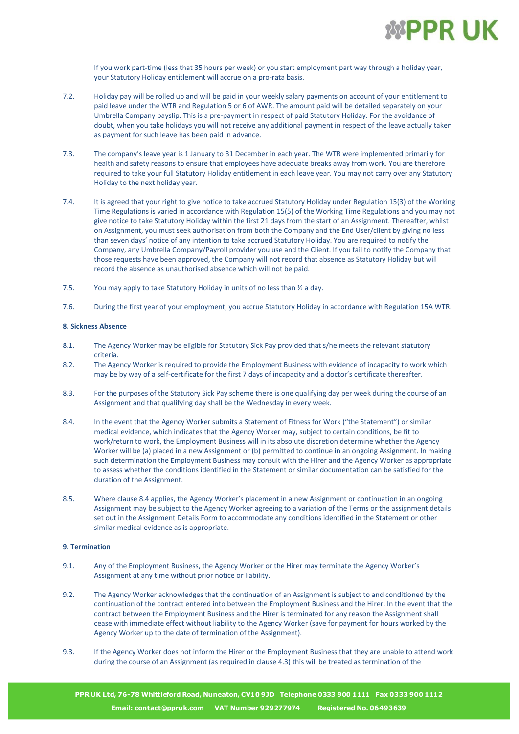If you work part-time (less that 35 hours per week) or you start employment part way through a holiday year, your Statutory Holiday entitlement will accrue on a pro-rata basis.

7.2. Holiday pay will be rolled up and will be paid in your weekly salary payments on account of your entitlement to paid leave under the WTR and Regulation 5 or 6 of AWR. The amount paid will be detailed separately on your Umbrella Company payslip. This is a pre-payment in respect of paid Statutory Holiday. For the avoidance of doubt, when you take holidays you will not receive any additional payment in respect of the leave actually taken as payment for such leave has been paid in advance.

7.3. The company's leave year is 1 January to 31 December in each year. The WTR were implemented primarily for health and safety reasons to ensure that employees have adequate breaks away from work. You are therefore required to take your full Statutory Holiday entitlement in each leave year. You may not carry over any Statutory Holiday to the next holiday year.

7.4. It is agreed that your right to give notice to take accrued Statutory Holiday under Regulation 15(3) of the Working Time Regulations is varied in accordance with Regulation 15(5) of the Working Time Regulations and you may not give notice to take Statutory Holiday within the first 21 days from the start of an Assignment. Thereafter, whilst on Assignment, you must seek authorisation from both the Company and the End User/client by giving no less than seven days' notice of any intention to take accrued Statutory Holiday. You are required to notify the Company, any Umbrella Company/Payroll provider you use and the Client. If you fail to notify the Company that those requests have been approved, the Company will not record that absence as Statutory Holiday but will record the absence as unauthorised absence which will not be paid.

7.5. You may apply to take Statutory Holiday in units of no less than ½ a day.

7.6. During the first year of your employment, you accrue Statutory Holiday in accordance with Regulation 15A WTR.

**8. Sickness Absence**

8.1. The Agency Worker may be eligible for Statutory Sick Pay provided that s/he meets the relevant statutory criteria.

8.2. The Agency Worker is required to provide the Employment Business with evidence of incapacity to work which may be by way of a self-certificate for the first 7 days of incapacity and a doctor's certificate thereafter.

8.3. For the purposes of the Statutory Sick Pay scheme there is one qualifying day per week during the course of an Assignment and that qualifying day shall be the Wednesday in every week.

8.4. In the event that the Agency Worker submits a Statement of Fitness for Work ("the Statement") or similar medical evidence, which indicates that the Agency Worker may, subject to certain conditions, be fit to work/return to work, the Employment Business will in its absolute discretion determine whether the Agency Worker will be (a) placed in a new Assignment or (b) permitted to continue in an ongoing Assignment. In making such determination the Employment Business may consult with the Hirer and the Agency Worker as appropriate to assess whether the conditions identified in the Statement or similar documentation can be satisfied for the duration of the Assignment.

8.5. Where clause 8.4 applies, the Agency Worker's placement in a new Assignment or continuation in an ongoing Assignment may be subject to the Agency Worker agreeing to a variation of the Terms or the assignment details set out in the Assignment Details Form to accommodate any conditions identified in the Statement or other similar medical evidence as is appropriate.

**9. Termination**

9.1. Any of the Employment Business, the Agency Worker or the Hirer may terminate the Agency Worker's Assignment at any time without prior notice or liability.

9.2. The Agency Worker acknowledges that the continuation of an Assignment is subject to and conditioned by the continuation of the contract entered into between the Employment Business and the Hirer. In the event that the contract between the Employment Business and the Hirer is terminated for any reason the Assignment shall cease with immediate effect without liability to the Agency Worker (save for payment for hours worked by the Agency Worker up to the date of termination of the Assignment).

9.3. If the Agency Worker does not inform the Hirer or the Employment Business that they are unable to attend work during the course of an Assignment (as required in clause 4.3) this will be treated as termination of the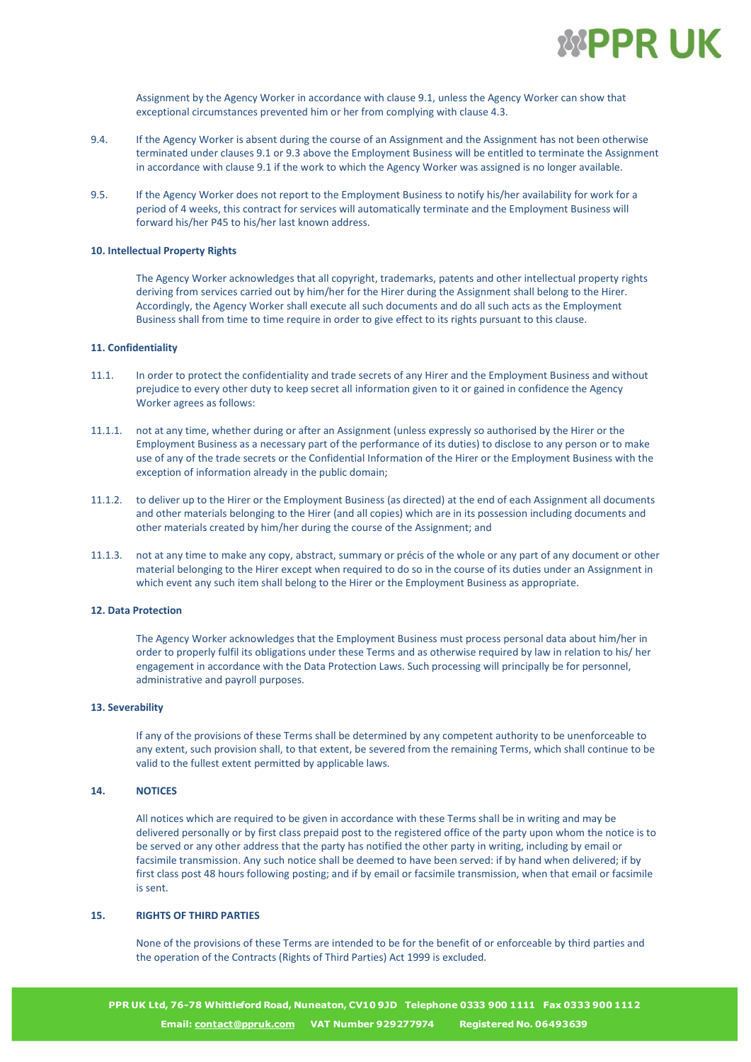Assignment by the Agency Worker in accordance with clause 9.1, unless the Agency Worker can show that exceptional circumstances prevented him or her from complying with clause 4.3.

9.4. If the Agency Worker is absent during the course of an Assignment and the Assignment has not been otherwise terminated under clauses 9.1 or 9.3 above the Employment Business will be entitled to terminate the Assignment in accordance with clause 9.1 if the work to which the Agency Worker was assigned is no longer available.

9.5. If the Agency Worker does not report to the Employment Business to notify his/her availability for work for a period of 4 weeks, this contract for services will automatically terminate and the Employment Business will forward his/her P45 to his/her last known address.

**10. Intellectual Property Rights**

The Agency Worker acknowledges that all copyright, trademarks, patents and other intellectual property rights deriving from services carried out by him/her for the Hirer during the Assignment shall belong to the Hirer. Accordingly, the Agency Worker shall execute all such documents and do all such acts as the Employment Business shall from time to time require in order to give effect to its rights pursuant to this clause.

**11. Confidentiality**

11.1. In order to protect the confidentiality and trade secrets of any Hirer and the Employment Business and without prejudice to every other duty to keep secret all information given to it or gained in confidence the Agency Worker agrees as follows:

11.1.1. not at any time, whether during or after an Assignment (unless expressly so authorised by the Hirer or the Employment Business as a necessary part of the performance of its duties) to disclose to any person or to make use of any of the trade secrets or the Confidential Information of the Hirer or the Employment Business with the exception of information already in the public domain;

11.1.2. to deliver up to the Hirer or the Employment Business (as directed) at the end of each Assignment all documents and other materials belonging to the Hirer (and all copies) which are in its possession including documents and other materials created by him/her during the course of the Assignment; and

11.1.3. not at any time to make any copy, abstract, summary or précis of the whole or any part of any document or other material belonging to the Hirer except when required to do so in the course of its duties under an Assignment in which event any such item shall belong to the Hirer or the Employment Business as appropriate.

**12. Data Protection**

The Agency Worker acknowledges that the Employment Business must process personal data about him/her in order to properly fulfil its obligations under these Terms and as otherwise required by law in relation to his/ her engagement in accordance with the Data Protection Laws. Such processing will principally be for personnel, administrative and payroll purposes.

**13. Severability**

If any of the provisions of these Terms shall be determined by any competent authority to be unenforceable to any extent, such provision shall, to that extent, be severed from the remaining Terms, which shall continue to be valid to the fullest extent permitted by applicable laws.

**14. NOTICES**

All notices which are required to be given in accordance with these Terms shall be in writing and may be delivered personally or by first class prepaid post to the registered office of the party upon whom the notice is to be served or any other address that the party has notified the other party in writing, including by email or facsimile transmission. Any such notice shall be deemed to have been served: if by hand when delivered; if by first class post 48 hours following posting; and if by email or facsimile transmission, when that email or facsimile is sent.

**15. RIGHTS OF THIRD PARTIES**

None of the provisions of these Terms are intended to be for the benefit of or enforceable by third parties and the operation of the Contracts (Rights of Third Parties) Act 1999 is excluded.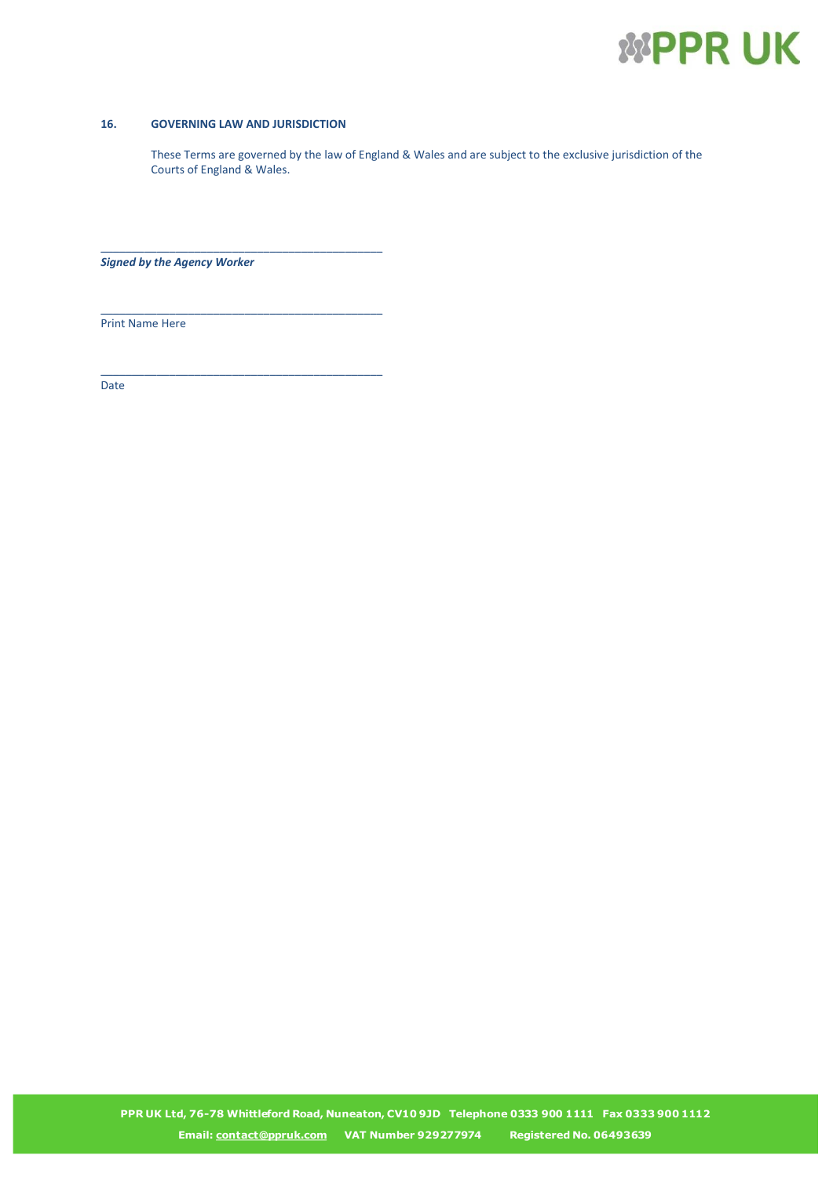## 16. GOVERNING LAW AND JURISDICTION

These Terms are governed by the law of England & Wales and are subject to the exclusive jurisdiction of the Courts of England & Wales.

_____________________________________________

***Signed by the Agency Worker***

_____________________________________________

Print Name Here

_____________________________________________

Date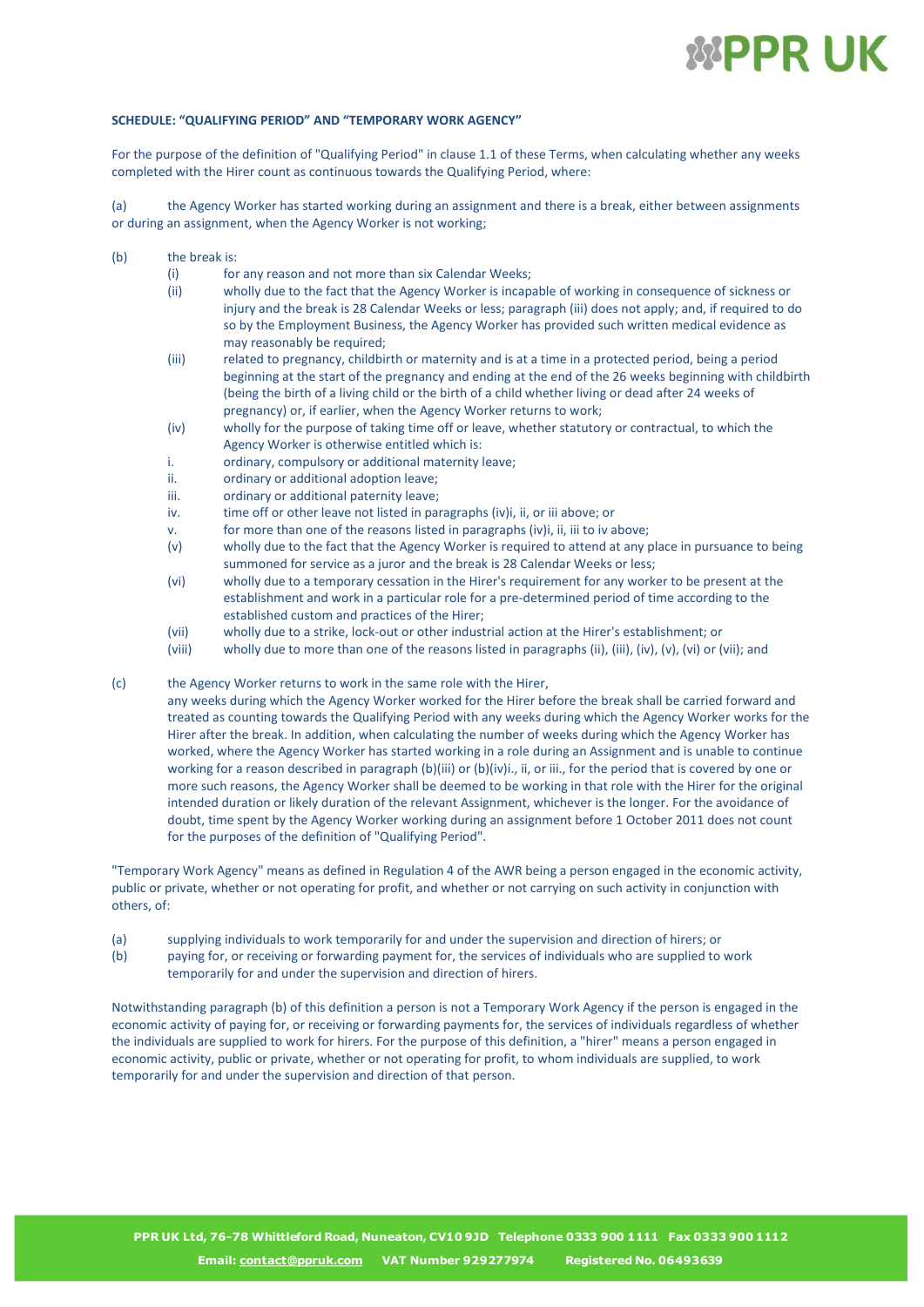**SCHEDULE: "QUALIFYING PERIOD" AND "TEMPORARY WORK AGENCY"**

For the purpose of the definition of "Qualifying Period" in clause 1.1 of these Terms, when calculating whether any weeks completed with the Hirer count as continuous towards the Qualifying Period, where:

(a) the Agency Worker has started working during an assignment and there is a break, either between assignments or during an assignment, when the Agency Worker is not working;

(b) the break is:

- (i) for any reason and not more than six Calendar Weeks;
- (ii) wholly due to the fact that the Agency Worker is incapable of working in consequence of sickness or injury and the break is 28 Calendar Weeks or less; paragraph (iii) does not apply; and, if required to do so by the Employment Business, the Agency Worker has provided such written medical evidence as may reasonably be required;
- (iii) related to pregnancy, childbirth or maternity and is at a time in a protected period, being a period beginning at the start of the pregnancy and ending at the end of the 26 weeks beginning with childbirth (being the birth of a living child or the birth of a child whether living or dead after 24 weeks of pregnancy) or, if earlier, when the Agency Worker returns to work;
- (iv) wholly for the purpose of taking time off or leave, whether statutory or contractual, to which the Agency Worker is otherwise entitled which is:
  - i. ordinary, compulsory or additional maternity leave;
  - ii. ordinary or additional adoption leave;
  - iii. ordinary or additional paternity leave;
  - iv. time off or other leave not listed in paragraphs (iv)i, ii, or iii above; or
  - v. for more than one of the reasons listed in paragraphs (iv)i, ii, iii to iv above;
- (v) wholly due to the fact that the Agency Worker is required to attend at any place in pursuance to being summoned for service as a juror and the break is 28 Calendar Weeks or less;
- (vi) wholly due to a temporary cessation in the Hirer's requirement for any worker to be present at the establishment and work in a particular role for a pre-determined period of time according to the established custom and practices of the Hirer;
- (vii) wholly due to a strike, lock-out or other industrial action at the Hirer's establishment; or
- (viii) wholly due to more than one of the reasons listed in paragraphs (ii), (iii), (iv), (v), (vi) or (vii); and

(c) the Agency Worker returns to work in the same role with the Hirer,

any weeks during which the Agency Worker worked for the Hirer before the break shall be carried forward and treated as counting towards the Qualifying Period with any weeks during which the Agency Worker works for the Hirer after the break. In addition, when calculating the number of weeks during which the Agency Worker has worked, where the Agency Worker has started working in a role during an Assignment and is unable to continue working for a reason described in paragraph (b)(iii) or (b)(iv)i., ii, or iii., for the period that is covered by one or more such reasons, the Agency Worker shall be deemed to be working in that role with the Hirer for the original intended duration or likely duration of the relevant Assignment, whichever is the longer. For the avoidance of doubt, time spent by the Agency Worker working during an assignment before 1 October 2011 does not count for the purposes of the definition of "Qualifying Period".

"Temporary Work Agency" means as defined in Regulation 4 of the AWR being a person engaged in the economic activity, public or private, whether or not operating for profit, and whether or not carrying on such activity in conjunction with others, of:

(a) supplying individuals to work temporarily for and under the supervision and direction of hirers; or

(b) paying for, or receiving or forwarding payment for, the services of individuals who are supplied to work temporarily for and under the supervision and direction of hirers.

Notwithstanding paragraph (b) of this definition a person is not a Temporary Work Agency if the person is engaged in the economic activity of paying for, or receiving or forwarding payments for, the services of individuals regardless of whether the individuals are supplied to work for hirers. For the purpose of this definition, a "hirer" means a person engaged in economic activity, public or private, whether or not operating for profit, to whom individuals are supplied, to work temporarily for and under the supervision and direction of that person.